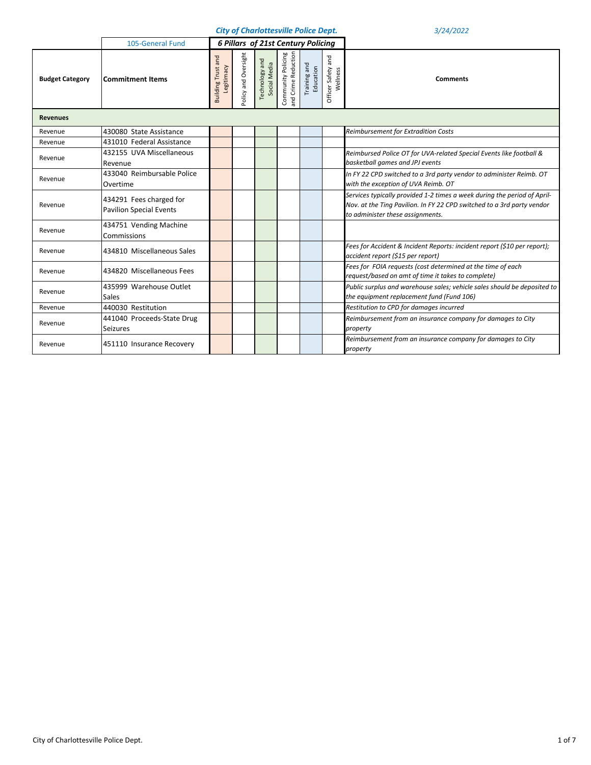**City of Charlottesville Police Dept.** *3/24/2022*

| Budget Category | Commitment Items | Building Trust and Legitimacy | Policy and Oversight | Technology and Social Media | Community Policing and Crime Reduction | Training and Education | Officer Safety and Wellness | Comments |
|---|---|---|---|---|---|---|---|---|
| | 105-General Fund | *6 Pillars of 21st Century Policing* | | | | | | |
| **Revenues** | | | | | | | | |
| Revenue | 430080 State Assistance | | | | | | | *Reimbursement for Extradition Costs* |
| Revenue | 431010 Federal Assistance | | | | | | | |
| Revenue | 432155 UVA Miscellaneous Revenue | | | | | | | *Reimbursed Police OT for UVA-related Special Events like football & basketball games and JPJ events* |
| Revenue | 433040 Reimbursable Police Overtime | | | | | | | *In FY 22 CPD switched to a 3rd party vendor to administer Reimb. OT with the exception of UVA Reimb. OT* |
| Revenue | 434291 Fees charged for Pavilion Special Events | | | | | | | *Services typically provided 1-2 times a week during the period of April-Nov. at the Ting Pavilion. In FY 22 CPD switched to a 3rd party vendor to administer these assignments.* |
| Revenue | 434751 Vending Machine Commissions | | | | | | | |
| Revenue | 434810 Miscellaneous Sales | | | | | | | *Fees for Accident & Incident Reports: incident report ($10 per report); accident report ($15 per report)* |
| Revenue | 434820 Miscellaneous Fees | | | | | | | *Fees for FOIA requests (cost determined at the time of each request/based on amt of time it takes to complete)* |
| Revenue | 435999 Warehouse Outlet Sales | | | | | | | *Public surplus and warehouse sales; vehicle sales should be deposited to the equipment replacement fund (Fund 106)* |
| Revenue | 440030 Restitution | | | | | | | *Restitution to CPD for damages incurred* |
| Revenue | 441040 Proceeds-State Drug Seizures | | | | | | | *Reimbursement from an insurance company for damages to City property* |
| Revenue | 451110 Insurance Recovery | | | | | | | *Reimbursement from an insurance company for damages to City property* |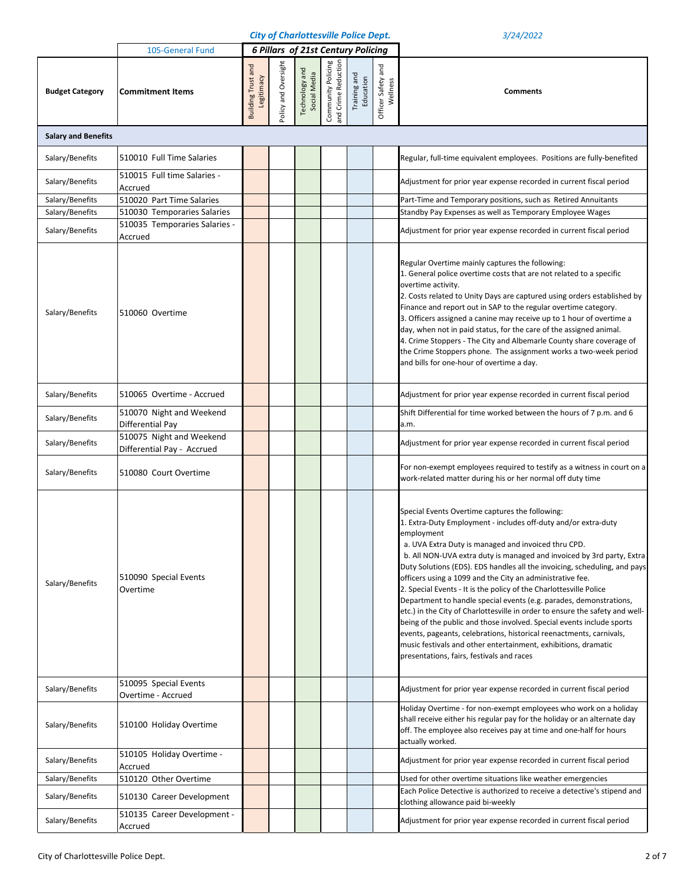**City of Charlottesville Police Dept.** *3/24/2022*

| Budget Category | 105-General Fund<br>Commitment Items | 6 Pillars of 21st Century Policing<br>Building Trust and Legitimacy | Policy and Oversight | Technology and Social Media | Community Policing and Crime Reduction | Training and Education | Officer Safety and Wellness | Comments |
|---|---|---|---|---|---|---|---|---|
| **Salary and Benefits** | | | | | | | | |
| Salary/Benefits | 510010 Full Time Salaries | | | | | | | Regular, full-time equivalent employees. Positions are fully-benefited |
| Salary/Benefits | 510015 Full time Salaries - Accrued | | | | | | | Adjustment for prior year expense recorded in current fiscal period |
| Salary/Benefits | 510020 Part Time Salaries | | | | | | | Part-Time and Temporary positions, such as Retired Annuitants |
| Salary/Benefits | 510030 Temporaries Salaries | | | | | | | Standby Pay Expenses as well as Temporary Employee Wages |
| Salary/Benefits | 510035 Temporaries Salaries - Accrued | | | | | | | Adjustment for prior year expense recorded in current fiscal period |
| Salary/Benefits | 510060 Overtime | | | | | | | Regular Overtime mainly captures the following:<br>1. General police overtime costs that are not related to a specific overtime activity.<br>2. Costs related to Unity Days are captured using orders established by Finance and report out in SAP to the regular overtime category.<br>3. Officers assigned a canine may receive up to 1 hour of overtime a day, when not in paid status, for the care of the assigned animal.<br>4. Crime Stoppers - The City and Albemarle County share coverage of the Crime Stoppers phone. The assignment works a two-week period and bills for one-hour of overtime a day. |
| Salary/Benefits | 510065 Overtime - Accrued | | | | | | | Adjustment for prior year expense recorded in current fiscal period |
| Salary/Benefits | 510070 Night and Weekend Differential Pay | | | | | | | Shift Differential for time worked between the hours of 7 p.m. and 6 a.m. |
| Salary/Benefits | 510075 Night and Weekend Differential Pay - Accrued | | | | | | | Adjustment for prior year expense recorded in current fiscal period |
| Salary/Benefits | 510080 Court Overtime | | | | | | | For non-exempt employees required to testify as a witness in court on a work-related matter during his or her normal off duty time |
| Salary/Benefits | 510090 Special Events Overtime | | | | | | | Special Events Overtime captures the following:<br>1. Extra-Duty Employment - includes off-duty and/or extra-duty employment<br>a. UVA Extra Duty is managed and invoiced thru CPD.<br>b. All NON-UVA extra duty is managed and invoiced by 3rd party, Extra Duty Solutions (EDS). EDS handles all the invoicing, scheduling, and pays officers using a 1099 and the City an administrative fee.<br>2. Special Events - It is the policy of the Charlottesville Police Department to handle special events (e.g. parades, demonstrations, etc.) in the City of Charlottesville in order to ensure the safety and well-being of the public and those involved. Special events include sports events, pageants, celebrations, historical reenactments, carnivals, music festivals and other entertainment, exhibitions, dramatic presentations, fairs, festivals and races |
| Salary/Benefits | 510095 Special Events Overtime - Accrued | | | | | | | Adjustment for prior year expense recorded in current fiscal period |
| Salary/Benefits | 510100 Holiday Overtime | | | | | | | Holiday Overtime - for non-exempt employees who work on a holiday shall receive either his regular pay for the holiday or an alternate day off. The employee also receives pay at time and one-half for hours actually worked. |
| Salary/Benefits | 510105 Holiday Overtime - Accrued | | | | | | | Adjustment for prior year expense recorded in current fiscal period |
| Salary/Benefits | 510120 Other Overtime | | | | | | | Used for other overtime situations like weather emergencies |
| Salary/Benefits | 510130 Career Development | | | | | | | Each Police Detective is authorized to receive a detective's stipend and clothing allowance paid bi-weekly |
| Salary/Benefits | 510135 Career Development - Accrued | | | | | | | Adjustment for prior year expense recorded in current fiscal period |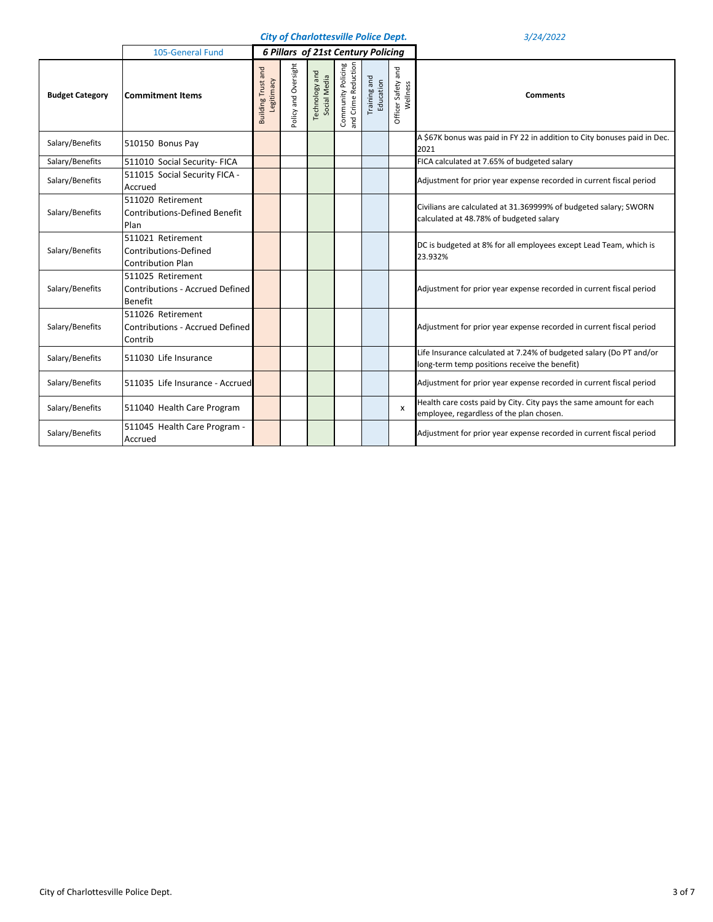**City of Charlottesville Police Dept.** *3/24/2022*

| | 105-General Fund | *6 Pillars of 21st Century Policing* | | | | | | |
|---|---|---|---|---|---|---|---|---|
| **Budget Category** | **Commitment Items** | Building Trust and Legitimacy | Policy and Oversight | Technology and Social Media | Community Policing and Crime Reduction | Training and Education | Officer Safety and Wellness | **Comments** |
| Salary/Benefits | 510150 Bonus Pay | | | | | | | A $67K bonus was paid in FY 22 in addition to City bonuses paid in Dec. 2021 |
| Salary/Benefits | 511010 Social Security- FICA | | | | | | | FICA calculated at 7.65% of budgeted salary |
| Salary/Benefits | 511015 Social Security FICA - Accrued | | | | | | | Adjustment for prior year expense recorded in current fiscal period |
| Salary/Benefits | 511020 Retirement Contributions-Defined Benefit Plan | | | | | | | Civilians are calculated at 31.369999% of budgeted salary; SWORN calculated at 48.78% of budgeted salary |
| Salary/Benefits | 511021 Retirement Contributions-Defined Contribution Plan | | | | | | | DC is budgeted at 8% for all employees except Lead Team, which is 23.932% |
| Salary/Benefits | 511025 Retirement Contributions - Accrued Defined Benefit | | | | | | | Adjustment for prior year expense recorded in current fiscal period |
| Salary/Benefits | 511026 Retirement Contributions - Accrued Defined Contrib | | | | | | | Adjustment for prior year expense recorded in current fiscal period |
| Salary/Benefits | 511030 Life Insurance | | | | | | | Life Insurance calculated at 7.24% of budgeted salary (Do PT and/or long-term temp positions receive the benefit) |
| Salary/Benefits | 511035 Life Insurance - Accrued | | | | | | | Adjustment for prior year expense recorded in current fiscal period |
| Salary/Benefits | 511040 Health Care Program | | | | | | x | Health care costs paid by City. City pays the same amount for each employee, regardless of the plan chosen. |
| Salary/Benefits | 511045 Health Care Program - Accrued | | | | | | | Adjustment for prior year expense recorded in current fiscal period |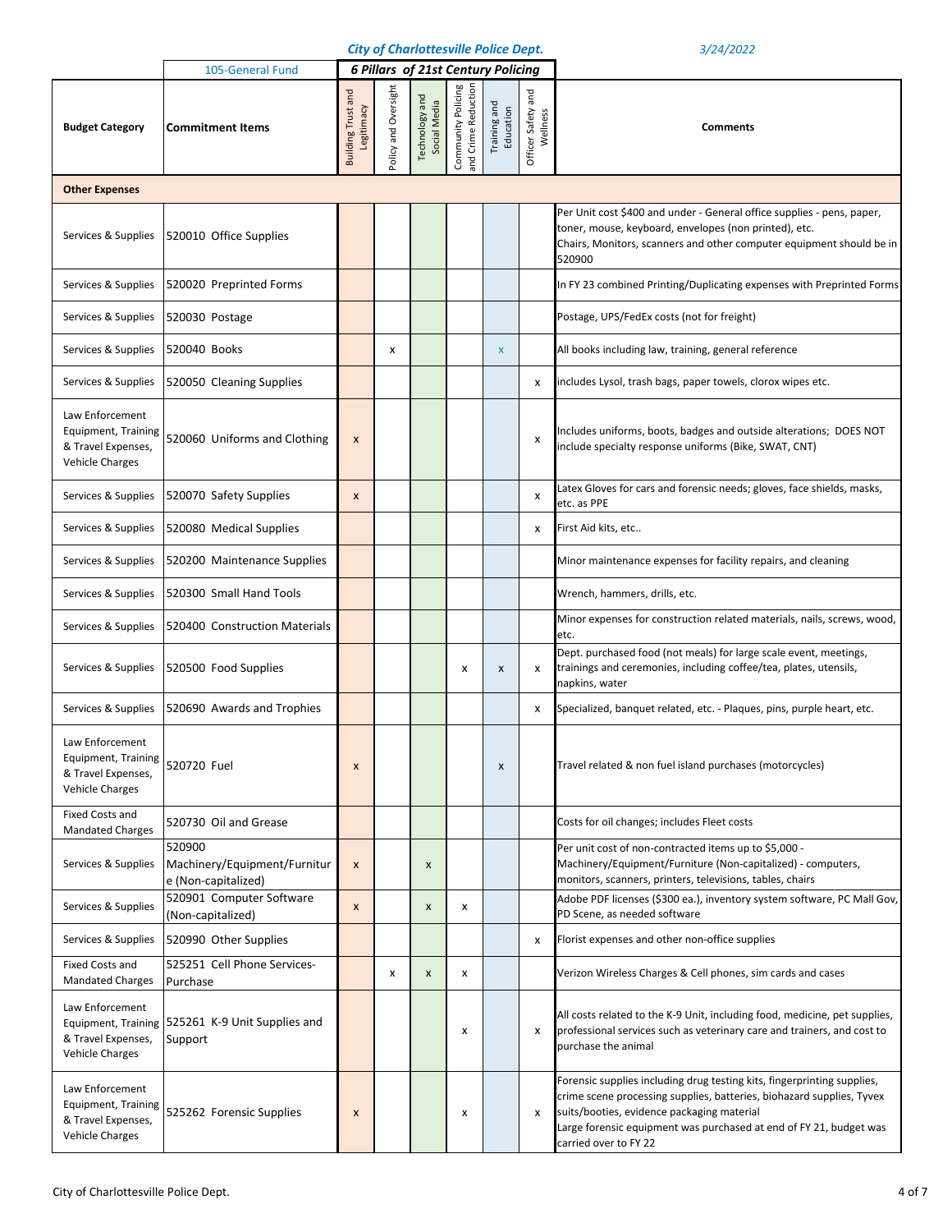**City of Charlottesville Police Dept.** *3/24/2022*

| Budget Category | Commitment Items | Building Trust and Legitimacy | Policy and Oversight | Technology and Social Media | Community Policing and Crime Reduction | Training and Education | Officer Safety and Wellness | Comments |
|---|---|---|---|---|---|---|---|---|
| | 105-General Fund | 6 Pillars of 21st Century Policing | | | | | | |
| **Other Expenses** | | | | | | | | |
| Services & Supplies | 520010 Office Supplies | | | | | | | Per Unit cost $400 and under - General office supplies - pens, paper, toner, mouse, keyboard, envelopes (non printed), etc. Chairs, Monitors, scanners and other computer equipment should be in 520900 |
| Services & Supplies | 520020 Preprinted Forms | | | | | | | In FY 23 combined Printing/Duplicating expenses with Preprinted Forms |
| Services & Supplies | 520030 Postage | | | | | | | Postage, UPS/FedEx costs (not for freight) |
| Services & Supplies | 520040 Books | | x | | | x | | All books including law, training, general reference |
| Services & Supplies | 520050 Cleaning Supplies | | | | | | x | includes Lysol, trash bags, paper towels, clorox wipes etc. |
| Law Enforcement Equipment, Training & Travel Expenses, Vehicle Charges | 520060 Uniforms and Clothing | x | | | | | x | Includes uniforms, boots, badges and outside alterations; DOES NOT include specialty response uniforms (Bike, SWAT, CNT) |
| Services & Supplies | 520070 Safety Supplies | x | | | | | x | Latex Gloves for cars and forensic needs; gloves, face shields, masks, etc. as PPE |
| Services & Supplies | 520080 Medical Supplies | | | | | | x | First Aid kits, etc.. |
| Services & Supplies | 520200 Maintenance Supplies | | | | | | | Minor maintenance expenses for facility repairs, and cleaning |
| Services & Supplies | 520300 Small Hand Tools | | | | | | | Wrench, hammers, drills, etc. |
| Services & Supplies | 520400 Construction Materials | | | | | | | Minor expenses for construction related materials, nails, screws, wood, etc. |
| Services & Supplies | 520500 Food Supplies | | | | x | x | x | Dept. purchased food (not meals) for large scale event, meetings, trainings and ceremonies, including coffee/tea, plates, utensils, napkins, water |
| Services & Supplies | 520690 Awards and Trophies | | | | | | x | Specialized, banquet related, etc. - Plaques, pins, purple heart, etc. |
| Law Enforcement Equipment, Training & Travel Expenses, Vehicle Charges | 520720 Fuel | x | | | | x | | Travel related & non fuel island purchases (motorcycles) |
| Fixed Costs and Mandated Charges | 520730 Oil and Grease | | | | | | | Costs for oil changes; includes Fleet costs |
| Services & Supplies | 520900 Machinery/Equipment/Furniture (Non-capitalized) | x | | x | | | | Per unit cost of non-contracted items up to $5,000 - Machinery/Equipment/Furniture (Non-capitalized) - computers, monitors, scanners, printers, televisions, tables, chairs |
| Services & Supplies | 520901 Computer Software (Non-capitalized) | x | | x | x | | | Adobe PDF licenses ($300 ea.), inventory system software, PC Mall Gov, PD Scene, as needed software |
| Services & Supplies | 520990 Other Supplies | | | | | | x | Florist expenses and other non-office supplies |
| Fixed Costs and Mandated Charges | 525251 Cell Phone Services-Purchase | | x | x | x | | | Verizon Wireless Charges & Cell phones, sim cards and cases |
| Law Enforcement Equipment, Training & Travel Expenses, Vehicle Charges | 525261 K-9 Unit Supplies and Support | | | | x | | x | All costs related to the K-9 Unit, including food, medicine, pet supplies, professional services such as veterinary care and trainers, and cost to purchase the animal |
| Law Enforcement Equipment, Training & Travel Expenses, Vehicle Charges | 525262 Forensic Supplies | x | | | x | | x | Forensic supplies including drug testing kits, fingerprinting supplies, crime scene processing supplies, batteries, biohazard supplies, Tyvex suits/booties, evidence packaging material. Large forensic equipment was purchased at end of FY 21, budget was carried over to FY 22 |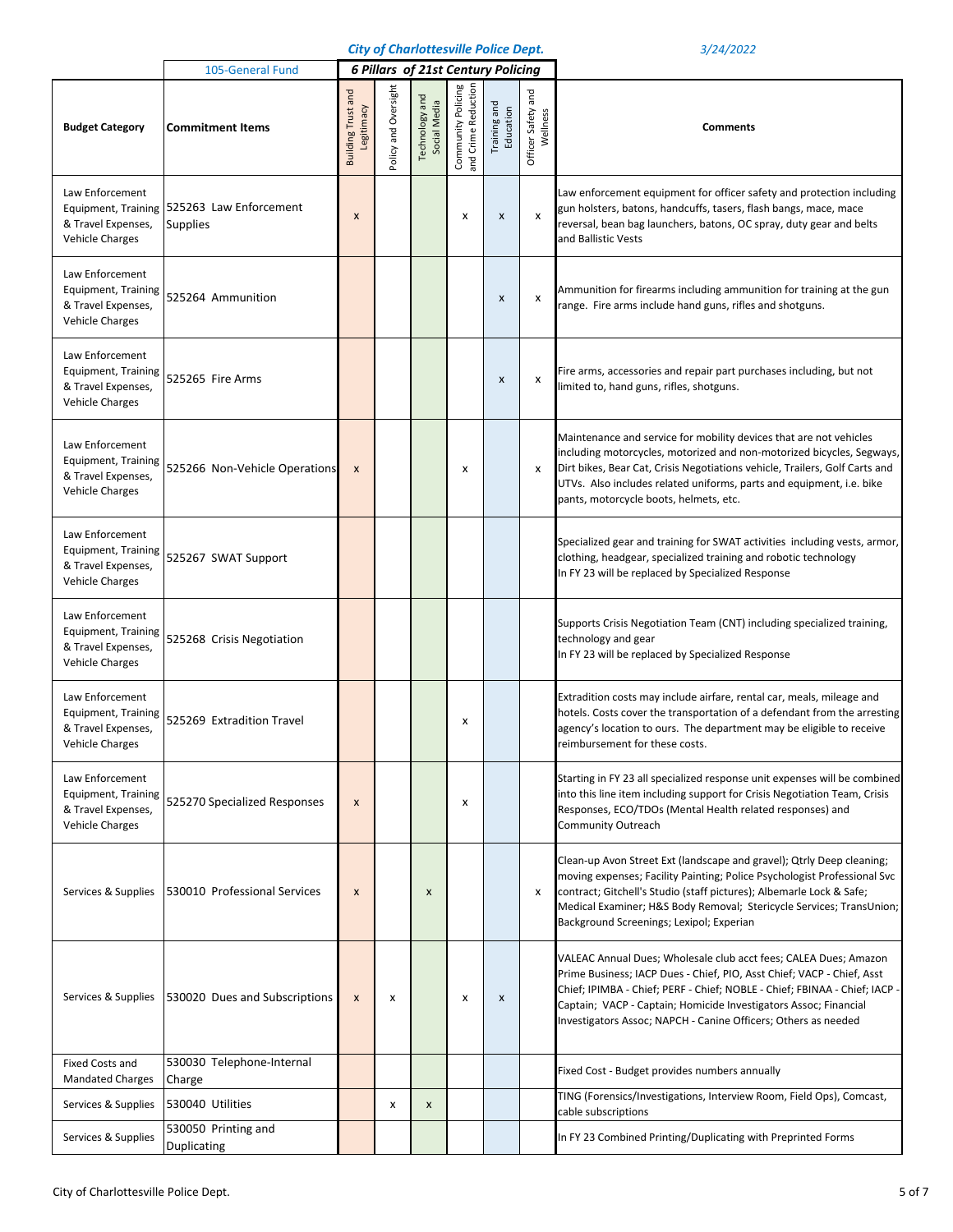*City of Charlottesville Police Dept.* *3/24/2022*

| Budget Category | Commitment Items | Building Trust and Legitimacy | Policy and Oversight | Technology and Social Media | Community Policing and Crime Reduction | Training and Education | Officer Safety and Wellness | Comments |
|---|---|---|---|---|---|---|---|---|
| | 105-General Fund | *6 Pillars of 21st Century Policing* | | | | | | |
| Law Enforcement Equipment, Training & Travel Expenses, Vehicle Charges | 525263 Law Enforcement Supplies | x | | | x | x | x | Law enforcement equipment for officer safety and protection including gun holsters, batons, handcuffs, tasers, flash bangs, mace, mace reversal, bean bag launchers, batons, OC spray, duty gear and belts and Ballistic Vests |
| Law Enforcement Equipment, Training & Travel Expenses, Vehicle Charges | 525264 Ammunition | | | | | x | x | Ammunition for firearms including ammunition for training at the gun range. Fire arms include hand guns, rifles and shotguns. |
| Law Enforcement Equipment, Training & Travel Expenses, Vehicle Charges | 525265 Fire Arms | | | | | x | x | Fire arms, accessories and repair part purchases including, but not limited to, hand guns, rifles, shotguns. |
| Law Enforcement Equipment, Training & Travel Expenses, Vehicle Charges | 525266 Non-Vehicle Operations | x | | | x | | x | Maintenance and service for mobility devices that are not vehicles including motorcycles, motorized and non-motorized bicycles, Segways, Dirt bikes, Bear Cat, Crisis Negotiations vehicle, Trailers, Golf Carts and UTVs. Also includes related uniforms, parts and equipment, i.e. bike pants, motorcycle boots, helmets, etc. |
| Law Enforcement Equipment, Training & Travel Expenses, Vehicle Charges | 525267 SWAT Support | | | | | | | Specialized gear and training for SWAT activities including vests, armor, clothing, headgear, specialized training and robotic technology<br>In FY 23 will be replaced by Specialized Response |
| Law Enforcement Equipment, Training & Travel Expenses, Vehicle Charges | 525268 Crisis Negotiation | | | | | | | Supports Crisis Negotiation Team (CNT) including specialized training, technology and gear<br>In FY 23 will be replaced by Specialized Response |
| Law Enforcement Equipment, Training & Travel Expenses, Vehicle Charges | 525269 Extradition Travel | | | | x | | | Extradition costs may include airfare, rental car, meals, mileage and hotels. Costs cover the transportation of a defendant from the arresting agency's location to ours. The department may be eligible to receive reimbursement for these costs. |
| Law Enforcement Equipment, Training & Travel Expenses, Vehicle Charges | 525270 Specialized Responses | x | | | x | | | Starting in FY 23 all specialized response unit expenses will be combined into this line item including support for Crisis Negotiation Team, Crisis Responses, ECO/TDOs (Mental Health related responses) and Community Outreach |
| Services & Supplies | 530010 Professional Services | x | | x | | | x | Clean-up Avon Street Ext (landscape and gravel); Qtrly Deep cleaning; moving expenses; Facility Painting; Police Psychologist Professional Svc contract; Gitchell's Studio (staff pictures); Albemarle Lock & Safe; Medical Examiner; H&S Body Removal; Stericycle Services; TransUnion; Background Screenings; Lexipol; Experian |
| Services & Supplies | 530020 Dues and Subscriptions | x | x | | x | x | | VALEAC Annual Dues; Wholesale club acct fees; CALEA Dues; Amazon Prime Business; IACP Dues - Chief, PIO, Asst Chief; VACP - Chief, Asst Chief; IPIMBA - Chief; PERF - Chief; NOBLE - Chief; FBINAA - Chief; IACP - Captain; VACP - Captain; Homicide Investigators Assoc; Financial Investigators Assoc; NAPCH - Canine Officers; Others as needed |
| Fixed Costs and Mandated Charges | 530030 Telephone-Internal Charge | | | | | | | Fixed Cost - Budget provides numbers annually |
| Services & Supplies | 530040 Utilities | | x | x | | | | TING (Forensics/Investigations, Interview Room, Field Ops), Comcast, cable subscriptions |
| Services & Supplies | 530050 Printing and Duplicating | | | | | | | In FY 23 Combined Printing/Duplicating with Preprinted Forms |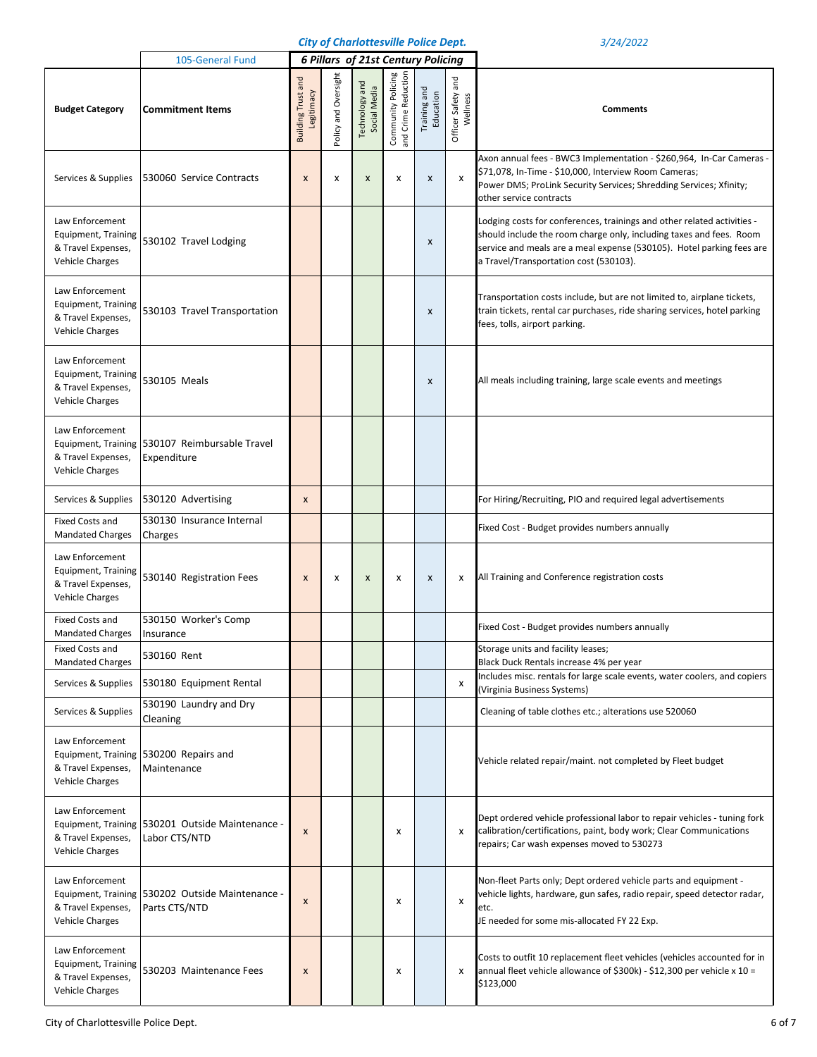**City of Charlottesville Police Dept.** *3/24/2022*

| Budget Category | Commitment Items | Building Trust and Legitimacy | Policy and Oversight | Technology and Social Media | Community Policing and Crime Reduction | Training and Education | Officer Safety and Wellness | Comments |
|---|---|---|---|---|---|---|---|---|
| | 105-General Fund | *6 Pillars of 21st Century Policing* | | | | | | |
| Services & Supplies | 530060 Service Contracts | x | x | x | x | x | x | Axon annual fees - BWC3 Implementation - $260,964, In-Car Cameras - $71,078, In-Time - $10,000, Interview Room Cameras; Power DMS; ProLink Security Services; Shredding Services; Xfinity; other service contracts |
| Law Enforcement Equipment, Training & Travel Expenses, Vehicle Charges | 530102 Travel Lodging | | | | | x | | Lodging costs for conferences, trainings and other related activities - should include the room charge only, including taxes and fees. Room service and meals are a meal expense (530105). Hotel parking fees are a Travel/Transportation cost (530103). |
| Law Enforcement Equipment, Training & Travel Expenses, Vehicle Charges | 530103 Travel Transportation | | | | | x | | Transportation costs include, but are not limited to, airplane tickets, train tickets, rental car purchases, ride sharing services, hotel parking fees, tolls, airport parking. |
| Law Enforcement Equipment, Training & Travel Expenses, Vehicle Charges | 530105 Meals | | | | | x | | All meals including training, large scale events and meetings |
| Law Enforcement Equipment, Training & Travel Expenses, Vehicle Charges | 530107 Reimbursable Travel Expenditure | | | | | | | |
| Services & Supplies | 530120 Advertising | x | | | | | | For Hiring/Recruiting, PIO and required legal advertisements |
| Fixed Costs and Mandated Charges | 530130 Insurance Internal Charges | | | | | | | Fixed Cost - Budget provides numbers annually |
| Law Enforcement Equipment, Training & Travel Expenses, Vehicle Charges | 530140 Registration Fees | x | x | x | x | x | x | All Training and Conference registration costs |
| Fixed Costs and Mandated Charges | 530150 Worker's Comp Insurance | | | | | | | Fixed Cost - Budget provides numbers annually |
| Fixed Costs and Mandated Charges | 530160 Rent | | | | | | | Storage units and facility leases; Black Duck Rentals increase 4% per year |
| Services & Supplies | 530180 Equipment Rental | | | | | | x | Includes misc. rentals for large scale events, water coolers, and copiers (Virginia Business Systems) |
| Services & Supplies | 530190 Laundry and Dry Cleaning | | | | | | | Cleaning of table clothes etc.; alterations use 520060 |
| Law Enforcement Equipment, Training & Travel Expenses, Vehicle Charges | 530200 Repairs and Maintenance | | | | | | | Vehicle related repair/maint. not completed by Fleet budget |
| Law Enforcement Equipment, Training & Travel Expenses, Vehicle Charges | 530201 Outside Maintenance - Labor CTS/NTD | x | | | x | | x | Dept ordered vehicle professional labor to repair vehicles - tuning fork calibration/certifications, paint, body work; Clear Communications repairs; Car wash expenses moved to 530273 |
| Law Enforcement Equipment, Training & Travel Expenses, Vehicle Charges | 530202 Outside Maintenance - Parts CTS/NTD | x | | | x | | x | Non-fleet Parts only; Dept ordered vehicle parts and equipment - vehicle lights, hardware, gun safes, radio repair, speed detector radar, etc. JE needed for some mis-allocated FY 22 Exp. |
| Law Enforcement Equipment, Training & Travel Expenses, Vehicle Charges | 530203 Maintenance Fees | x | | | x | | x | Costs to outfit 10 replacement fleet vehicles (vehicles accounted for in annual fleet vehicle allowance of $300k) - $12,300 per vehicle x 10 = $123,000 |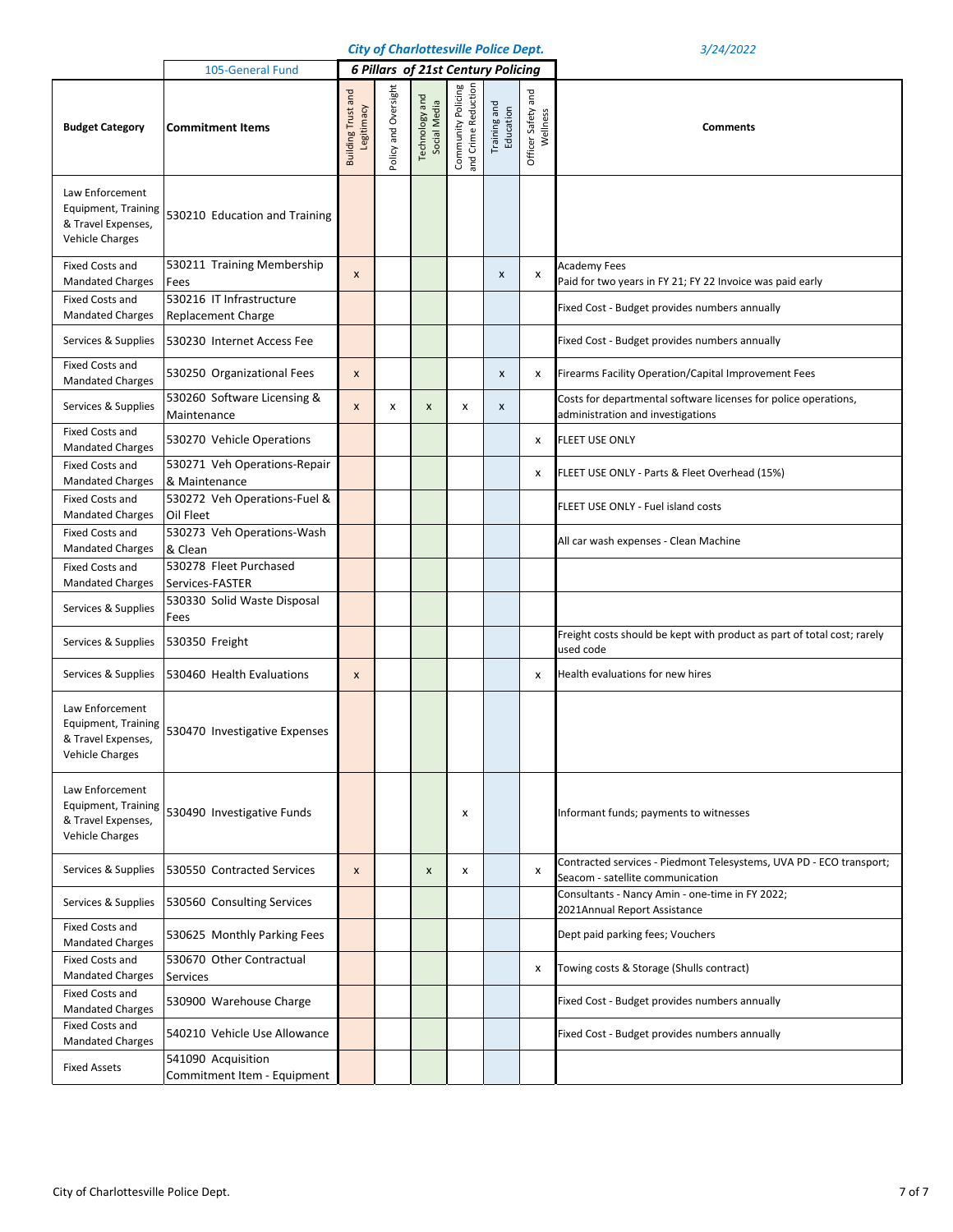City of Charlottesville Police Dept. 3/24/2022

| | 105-General Fund | 6 Pillars of 21st Century Policing | | | | | | |
|---|---|---|---|---|---|---|---|---|
| **Budget Category** | **Commitment Items** | Building Trust and Legitimacy | Policy and Oversight | Technology and Social Media | Community Policing and Crime Reduction | Training and Education | Officer Safety and Wellness | **Comments** |
| Law Enforcement Equipment, Training & Travel Expenses, Vehicle Charges | 530210 Education and Training | | | | | | | |
| Fixed Costs and Mandated Charges | 530211 Training Membership Fees | x | | | | x | x | Academy Fees<br>Paid for two years in FY 21; FY 22 Invoice was paid early |
| Fixed Costs and Mandated Charges | 530216 IT Infrastructure Replacement Charge | | | | | | | Fixed Cost - Budget provides numbers annually |
| Services & Supplies | 530230 Internet Access Fee | | | | | | | Fixed Cost - Budget provides numbers annually |
| Fixed Costs and Mandated Charges | 530250 Organizational Fees | x | | | | x | x | Firearms Facility Operation/Capital Improvement Fees |
| Services & Supplies | 530260 Software Licensing & Maintenance | x | x | x | x | x | | Costs for departmental software licenses for police operations, administration and investigations |
| Fixed Costs and Mandated Charges | 530270 Vehicle Operations | | | | | | x | FLEET USE ONLY |
| Fixed Costs and Mandated Charges | 530271 Veh Operations-Repair & Maintenance | | | | | | x | FLEET USE ONLY - Parts & Fleet Overhead (15%) |
| Fixed Costs and Mandated Charges | 530272 Veh Operations-Fuel & Oil Fleet | | | | | | | FLEET USE ONLY - Fuel island costs |
| Fixed Costs and Mandated Charges | 530273 Veh Operations-Wash & Clean | | | | | | | All car wash expenses - Clean Machine |
| Fixed Costs and Mandated Charges | 530278 Fleet Purchased Services-FASTER | | | | | | | |
| Services & Supplies | 530330 Solid Waste Disposal Fees | | | | | | | |
| Services & Supplies | 530350 Freight | | | | | | | Freight costs should be kept with product as part of total cost; rarely used code |
| Services & Supplies | 530460 Health Evaluations | x | | | | | x | Health evaluations for new hires |
| Law Enforcement Equipment, Training & Travel Expenses, Vehicle Charges | 530470 Investigative Expenses | | | | | | | |
| Law Enforcement Equipment, Training & Travel Expenses, Vehicle Charges | 530490 Investigative Funds | | | | x | | | Informant funds; payments to witnesses |
| Services & Supplies | 530550 Contracted Services | x | | x | x | | x | Contracted services - Piedmont Telesystems, UVA PD - ECO transport; Seacom - satellite communication |
| Services & Supplies | 530560 Consulting Services | | | | | | | Consultants - Nancy Amin - one-time in FY 2022; 2021Annual Report Assistance |
| Fixed Costs and Mandated Charges | 530625 Monthly Parking Fees | | | | | | | Dept paid parking fees; Vouchers |
| Fixed Costs and Mandated Charges | 530670 Other Contractual Services | | | | | | x | Towing costs & Storage (Shulls contract) |
| Fixed Costs and Mandated Charges | 530900 Warehouse Charge | | | | | | | Fixed Cost - Budget provides numbers annually |
| Fixed Costs and Mandated Charges | 540210 Vehicle Use Allowance | | | | | | | Fixed Cost - Budget provides numbers annually |
| Fixed Assets | 541090 Acquisition Commitment Item - Equipment | | | | | | | |